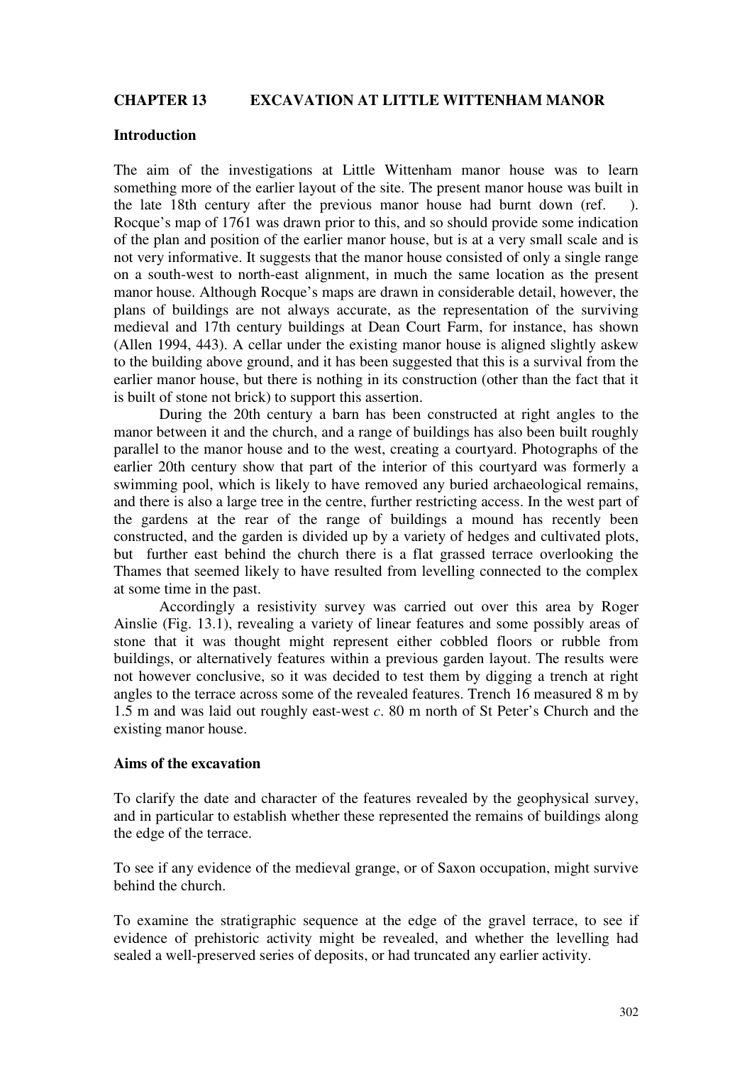## CHAPTER 13 EXCAVATION AT LITTLE WITTENHAM MANOR

### Introduction

The aim of the investigations at Little Wittenham manor house was to learn something more of the earlier layout of the site. The present manor house was built in the late 18th century after the previous manor house had burnt down (ref. ). Rocque's map of 1761 was drawn prior to this, and so should provide some indication of the plan and position of the earlier manor house, but is at a very small scale and is not very informative. It suggests that the manor house consisted of only a single range on a south-west to north-east alignment, in much the same location as the present manor house. Although Rocque's maps are drawn in considerable detail, however, the plans of buildings are not always accurate, as the representation of the surviving medieval and 17th century buildings at Dean Court Farm, for instance, has shown (Allen 1994, 443). A cellar under the existing manor house is aligned slightly askew to the building above ground, and it has been suggested that this is a survival from the earlier manor house, but there is nothing in its construction (other than the fact that it is built of stone not brick) to support this assertion.

During the 20th century a barn has been constructed at right angles to the manor between it and the church, and a range of buildings has also been built roughly parallel to the manor house and to the west, creating a courtyard. Photographs of the earlier 20th century show that part of the interior of this courtyard was formerly a swimming pool, which is likely to have removed any buried archaeological remains, and there is also a large tree in the centre, further restricting access. In the west part of the gardens at the rear of the range of buildings a mound has recently been constructed, and the garden is divided up by a variety of hedges and cultivated plots, but further east behind the church there is a flat grassed terrace overlooking the Thames that seemed likely to have resulted from levelling connected to the complex at some time in the past.

Accordingly a resistivity survey was carried out over this area by Roger Ainslie (Fig. 13.1), revealing a variety of linear features and some possibly areas of stone that it was thought might represent either cobbled floors or rubble from buildings, or alternatively features within a previous garden layout. The results were not however conclusive, so it was decided to test them by digging a trench at right angles to the terrace across some of the revealed features. Trench 16 measured 8 m by 1.5 m and was laid out roughly east-west *c*. 80 m north of St Peter's Church and the existing manor house.

### Aims of the excavation

To clarify the date and character of the features revealed by the geophysical survey, and in particular to establish whether these represented the remains of buildings along the edge of the terrace.

To see if any evidence of the medieval grange, or of Saxon occupation, might survive behind the church.

To examine the stratigraphic sequence at the edge of the gravel terrace, to see if evidence of prehistoric activity might be revealed, and whether the levelling had sealed a well-preserved series of deposits, or had truncated any earlier activity.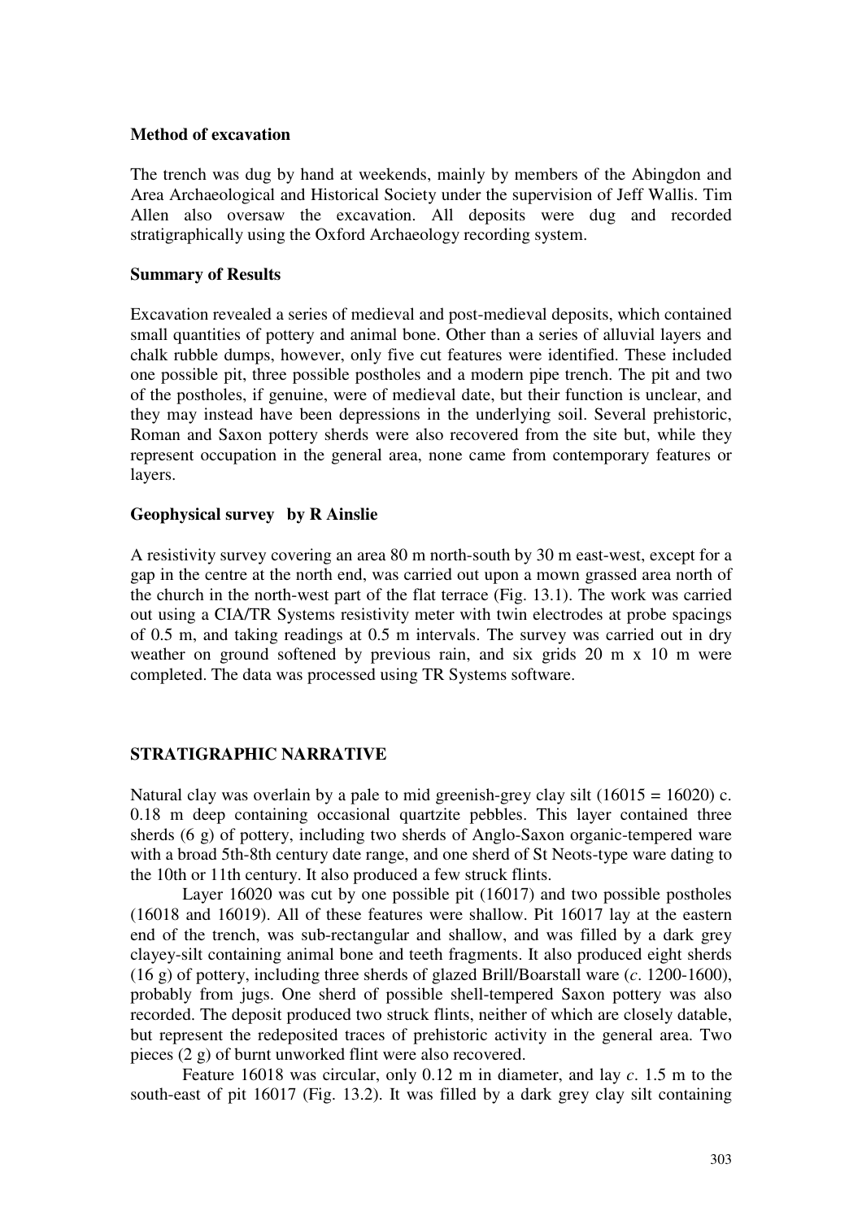**Method of excavation**

The trench was dug by hand at weekends, mainly by members of the Abingdon and Area Archaeological and Historical Society under the supervision of Jeff Wallis. Tim Allen also oversaw the excavation. All deposits were dug and recorded stratigraphically using the Oxford Archaeology recording system.

**Summary of Results**

Excavation revealed a series of medieval and post-medieval deposits, which contained small quantities of pottery and animal bone. Other than a series of alluvial layers and chalk rubble dumps, however, only five cut features were identified. These included one possible pit, three possible postholes and a modern pipe trench. The pit and two of the postholes, if genuine, were of medieval date, but their function is unclear, and they may instead have been depressions in the underlying soil. Several prehistoric, Roman and Saxon pottery sherds were also recovered from the site but, while they represent occupation in the general area, none came from contemporary features or layers.

**Geophysical survey by R Ainslie**

A resistivity survey covering an area 80 m north-south by 30 m east-west, except for a gap in the centre at the north end, was carried out upon a mown grassed area north of the church in the north-west part of the flat terrace (Fig. 13.1). The work was carried out using a CIA/TR Systems resistivity meter with twin electrodes at probe spacings of 0.5 m, and taking readings at 0.5 m intervals. The survey was carried out in dry weather on ground softened by previous rain, and six grids 20 m x 10 m were completed. The data was processed using TR Systems software.

**STRATIGRAPHIC NARRATIVE**

Natural clay was overlain by a pale to mid greenish-grey clay silt (16015 = 16020) c. 0.18 m deep containing occasional quartzite pebbles. This layer contained three sherds (6 g) of pottery, including two sherds of Anglo-Saxon organic-tempered ware with a broad 5th-8th century date range, and one sherd of St Neots-type ware dating to the 10th or 11th century. It also produced a few struck flints.

Layer 16020 was cut by one possible pit (16017) and two possible postholes (16018 and 16019). All of these features were shallow. Pit 16017 lay at the eastern end of the trench, was sub-rectangular and shallow, and was filled by a dark grey clayey-silt containing animal bone and teeth fragments. It also produced eight sherds (16 g) of pottery, including three sherds of glazed Brill/Boarstall ware (*c*. 1200-1600), probably from jugs. One sherd of possible shell-tempered Saxon pottery was also recorded. The deposit produced two struck flints, neither of which are closely datable, but represent the redeposited traces of prehistoric activity in the general area. Two pieces (2 g) of burnt unworked flint were also recovered.

Feature 16018 was circular, only 0.12 m in diameter, and lay *c*. 1.5 m to the south-east of pit 16017 (Fig. 13.2). It was filled by a dark grey clay silt containing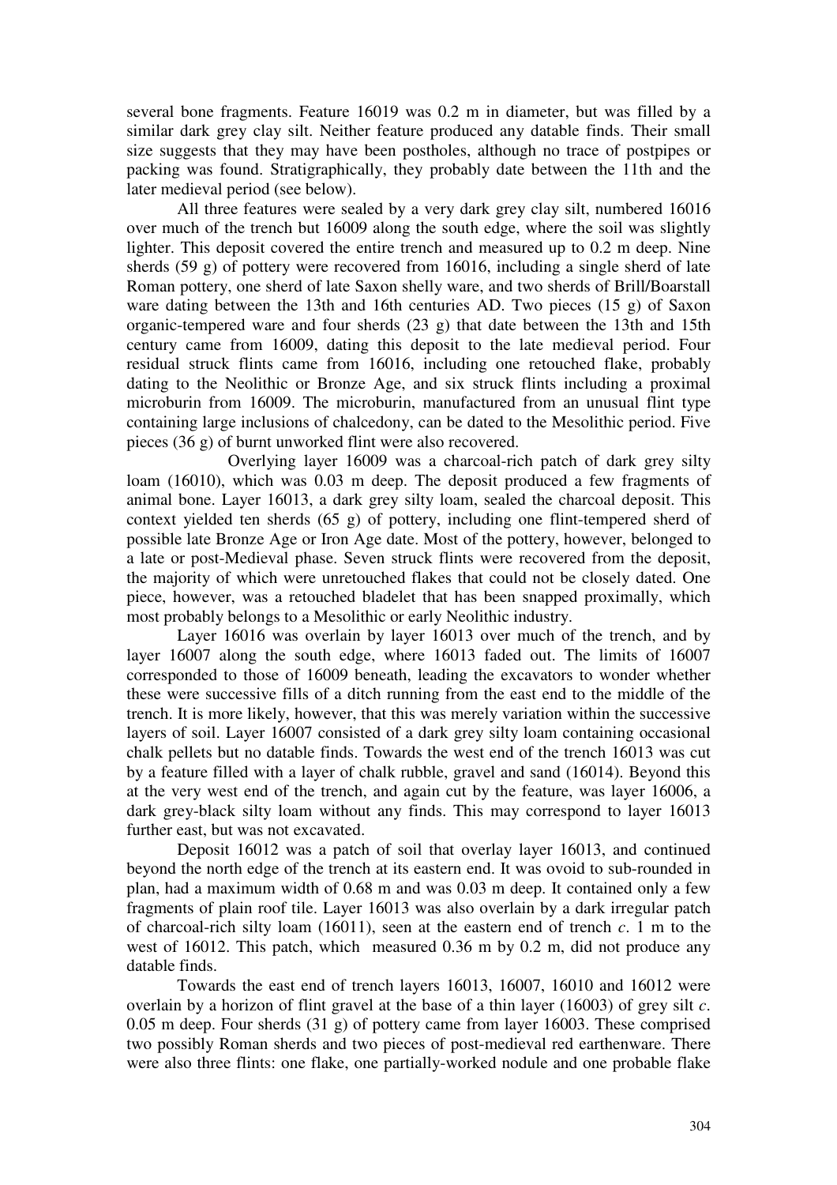several bone fragments. Feature 16019 was 0.2 m in diameter, but was filled by a similar dark grey clay silt. Neither feature produced any datable finds. Their small size suggests that they may have been postholes, although no trace of postpipes or packing was found. Stratigraphically, they probably date between the 11th and the later medieval period (see below).

All three features were sealed by a very dark grey clay silt, numbered 16016 over much of the trench but 16009 along the south edge, where the soil was slightly lighter. This deposit covered the entire trench and measured up to 0.2 m deep. Nine sherds (59 g) of pottery were recovered from 16016, including a single sherd of late Roman pottery, one sherd of late Saxon shelly ware, and two sherds of Brill/Boarstall ware dating between the 13th and 16th centuries AD. Two pieces (15 g) of Saxon organic-tempered ware and four sherds (23 g) that date between the 13th and 15th century came from 16009, dating this deposit to the late medieval period. Four residual struck flints came from 16016, including one retouched flake, probably dating to the Neolithic or Bronze Age, and six struck flints including a proximal microburin from 16009. The microburin, manufactured from an unusual flint type containing large inclusions of chalcedony, can be dated to the Mesolithic period. Five pieces (36 g) of burnt unworked flint were also recovered.

Overlying layer 16009 was a charcoal-rich patch of dark grey silty loam (16010), which was 0.03 m deep. The deposit produced a few fragments of animal bone. Layer 16013, a dark grey silty loam, sealed the charcoal deposit. This context yielded ten sherds (65 g) of pottery, including one flint-tempered sherd of possible late Bronze Age or Iron Age date. Most of the pottery, however, belonged to a late or post-Medieval phase. Seven struck flints were recovered from the deposit, the majority of which were unretouched flakes that could not be closely dated. One piece, however, was a retouched bladelet that has been snapped proximally, which most probably belongs to a Mesolithic or early Neolithic industry.

Layer 16016 was overlain by layer 16013 over much of the trench, and by layer 16007 along the south edge, where 16013 faded out. The limits of 16007 corresponded to those of 16009 beneath, leading the excavators to wonder whether these were successive fills of a ditch running from the east end to the middle of the trench. It is more likely, however, that this was merely variation within the successive layers of soil. Layer 16007 consisted of a dark grey silty loam containing occasional chalk pellets but no datable finds. Towards the west end of the trench 16013 was cut by a feature filled with a layer of chalk rubble, gravel and sand (16014). Beyond this at the very west end of the trench, and again cut by the feature, was layer 16006, a dark grey-black silty loam without any finds. This may correspond to layer 16013 further east, but was not excavated.

Deposit 16012 was a patch of soil that overlay layer 16013, and continued beyond the north edge of the trench at its eastern end. It was ovoid to sub-rounded in plan, had a maximum width of 0.68 m and was 0.03 m deep. It contained only a few fragments of plain roof tile. Layer 16013 was also overlain by a dark irregular patch of charcoal-rich silty loam (16011), seen at the eastern end of trench *c*. 1 m to the west of 16012. This patch, which measured 0.36 m by 0.2 m, did not produce any datable finds.

Towards the east end of trench layers 16013, 16007, 16010 and 16012 were overlain by a horizon of flint gravel at the base of a thin layer (16003) of grey silt *c*. 0.05 m deep. Four sherds (31 g) of pottery came from layer 16003. These comprised two possibly Roman sherds and two pieces of post-medieval red earthenware. There were also three flints: one flake, one partially-worked nodule and one probable flake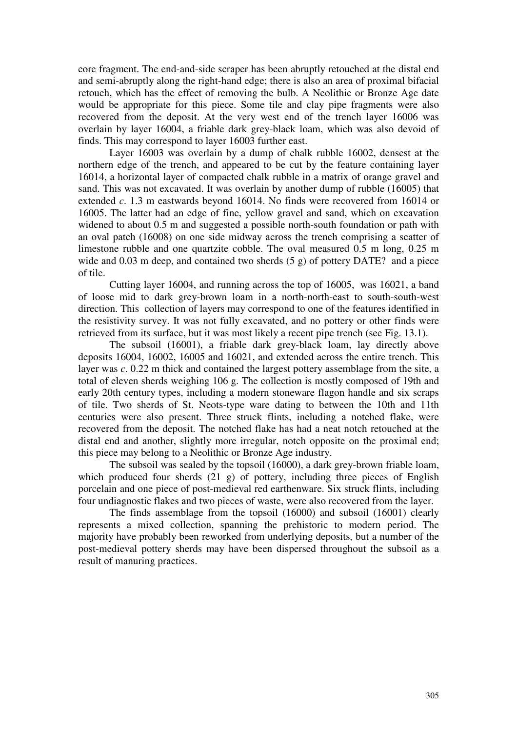core fragment. The end-and-side scraper has been abruptly retouched at the distal end and semi-abruptly along the right-hand edge; there is also an area of proximal bifacial retouch, which has the effect of removing the bulb. A Neolithic or Bronze Age date would be appropriate for this piece. Some tile and clay pipe fragments were also recovered from the deposit. At the very west end of the trench layer 16006 was overlain by layer 16004, a friable dark grey-black loam, which was also devoid of finds. This may correspond to layer 16003 further east.

Layer 16003 was overlain by a dump of chalk rubble 16002, densest at the northern edge of the trench, and appeared to be cut by the feature containing layer 16014, a horizontal layer of compacted chalk rubble in a matrix of orange gravel and sand. This was not excavated. It was overlain by another dump of rubble (16005) that extended *c*. 1.3 m eastwards beyond 16014. No finds were recovered from 16014 or 16005. The latter had an edge of fine, yellow gravel and sand, which on excavation widened to about 0.5 m and suggested a possible north-south foundation or path with an oval patch (16008) on one side midway across the trench comprising a scatter of limestone rubble and one quartzite cobble. The oval measured 0.5 m long, 0.25 m wide and 0.03 m deep, and contained two sherds (5 g) of pottery DATE? and a piece of tile.

Cutting layer 16004, and running across the top of 16005, was 16021, a band of loose mid to dark grey-brown loam in a north-north-east to south-south-west direction. This collection of layers may correspond to one of the features identified in the resistivity survey. It was not fully excavated, and no pottery or other finds were retrieved from its surface, but it was most likely a recent pipe trench (see Fig. 13.1).

The subsoil (16001), a friable dark grey-black loam, lay directly above deposits 16004, 16002, 16005 and 16021, and extended across the entire trench. This layer was *c*. 0.22 m thick and contained the largest pottery assemblage from the site, a total of eleven sherds weighing 106 g. The collection is mostly composed of 19th and early 20th century types, including a modern stoneware flagon handle and six scraps of tile. Two sherds of St. Neots-type ware dating to between the 10th and 11th centuries were also present. Three struck flints, including a notched flake, were recovered from the deposit. The notched flake has had a neat notch retouched at the distal end and another, slightly more irregular, notch opposite on the proximal end; this piece may belong to a Neolithic or Bronze Age industry.

The subsoil was sealed by the topsoil (16000), a dark grey-brown friable loam, which produced four sherds (21 g) of pottery, including three pieces of English porcelain and one piece of post-medieval red earthenware. Six struck flints, including four undiagnostic flakes and two pieces of waste, were also recovered from the layer.

The finds assemblage from the topsoil (16000) and subsoil (16001) clearly represents a mixed collection, spanning the prehistoric to modern period. The majority have probably been reworked from underlying deposits, but a number of the post-medieval pottery sherds may have been dispersed throughout the subsoil as a result of manuring practices.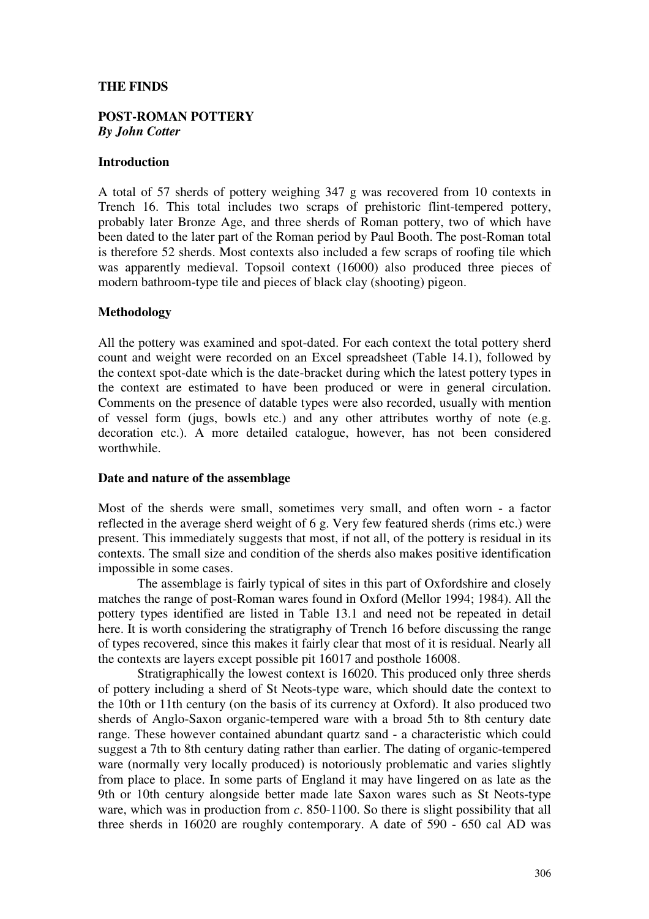## THE FINDS

### POST-ROMAN POTTERY

***By John Cotter***

#### Introduction

A total of 57 sherds of pottery weighing 347 g was recovered from 10 contexts in Trench 16. This total includes two scraps of prehistoric flint-tempered pottery, probably later Bronze Age, and three sherds of Roman pottery, two of which have been dated to the later part of the Roman period by Paul Booth. The post-Roman total is therefore 52 sherds. Most contexts also included a few scraps of roofing tile which was apparently medieval. Topsoil context (16000) also produced three pieces of modern bathroom-type tile and pieces of black clay (shooting) pigeon.

#### Methodology

All the pottery was examined and spot-dated. For each context the total pottery sherd count and weight were recorded on an Excel spreadsheet (Table 14.1), followed by the context spot-date which is the date-bracket during which the latest pottery types in the context are estimated to have been produced or were in general circulation. Comments on the presence of datable types were also recorded, usually with mention of vessel form (jugs, bowls etc.) and any other attributes worthy of note (e.g. decoration etc.). A more detailed catalogue, however, has not been considered worthwhile.

#### Date and nature of the assemblage

Most of the sherds were small, sometimes very small, and often worn - a factor reflected in the average sherd weight of 6 g. Very few featured sherds (rims etc.) were present. This immediately suggests that most, if not all, of the pottery is residual in its contexts. The small size and condition of the sherds also makes positive identification impossible in some cases.

The assemblage is fairly typical of sites in this part of Oxfordshire and closely matches the range of post-Roman wares found in Oxford (Mellor 1994; 1984). All the pottery types identified are listed in Table 13.1 and need not be repeated in detail here. It is worth considering the stratigraphy of Trench 16 before discussing the range of types recovered, since this makes it fairly clear that most of it is residual. Nearly all the contexts are layers except possible pit 16017 and posthole 16008.

Stratigraphically the lowest context is 16020. This produced only three sherds of pottery including a sherd of St Neots-type ware, which should date the context to the 10th or 11th century (on the basis of its currency at Oxford). It also produced two sherds of Anglo-Saxon organic-tempered ware with a broad 5th to 8th century date range. These however contained abundant quartz sand - a characteristic which could suggest a 7th to 8th century dating rather than earlier. The dating of organic-tempered ware (normally very locally produced) is notoriously problematic and varies slightly from place to place. In some parts of England it may have lingered on as late as the 9th or 10th century alongside better made late Saxon wares such as St Neots-type ware, which was in production from *c*. 850-1100. So there is slight possibility that all three sherds in 16020 are roughly contemporary. A date of 590 - 650 cal AD was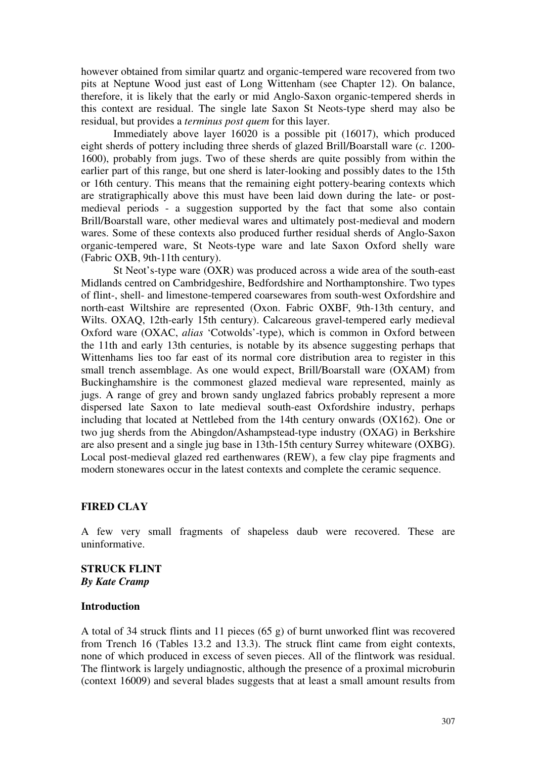however obtained from similar quartz and organic-tempered ware recovered from two pits at Neptune Wood just east of Long Wittenham (see Chapter 12). On balance, therefore, it is likely that the early or mid Anglo-Saxon organic-tempered sherds in this context are residual. The single late Saxon St Neots-type sherd may also be residual, but provides a *terminus post quem* for this layer.

Immediately above layer 16020 is a possible pit (16017), which produced eight sherds of pottery including three sherds of glazed Brill/Boarstall ware (*c*. 1200-1600), probably from jugs. Two of these sherds are quite possibly from within the earlier part of this range, but one sherd is later-looking and possibly dates to the 15th or 16th century. This means that the remaining eight pottery-bearing contexts which are stratigraphically above this must have been laid down during the late- or post-medieval periods - a suggestion supported by the fact that some also contain Brill/Boarstall ware, other medieval wares and ultimately post-medieval and modern wares. Some of these contexts also produced further residual sherds of Anglo-Saxon organic-tempered ware, St Neots-type ware and late Saxon Oxford shelly ware (Fabric OXB, 9th-11th century).

St Neot's-type ware (OXR) was produced across a wide area of the south-east Midlands centred on Cambridgeshire, Bedfordshire and Northamptonshire. Two types of flint-, shell- and limestone-tempered coarsewares from south-west Oxfordshire and north-east Wiltshire are represented (Oxon. Fabric OXBF, 9th-13th century, and Wilts. OXAQ, 12th-early 15th century). Calcareous gravel-tempered early medieval Oxford ware (OXAC, *alias* 'Cotwolds'-type), which is common in Oxford between the 11th and early 13th centuries, is notable by its absence suggesting perhaps that Wittenhams lies too far east of its normal core distribution area to register in this small trench assemblage. As one would expect, Brill/Boarstall ware (OXAM) from Buckinghamshire is the commonest glazed medieval ware represented, mainly as jugs. A range of grey and brown sandy unglazed fabrics probably represent a more dispersed late Saxon to late medieval south-east Oxfordshire industry, perhaps including that located at Nettlebed from the 14th century onwards (OX162). One or two jug sherds from the Abingdon/Ashampstead-type industry (OXAG) in Berkshire are also present and a single jug base in 13th-15th century Surrey whiteware (OXBG). Local post-medieval glazed red earthenwares (REW), a few clay pipe fragments and modern stonewares occur in the latest contexts and complete the ceramic sequence.

## FIRED CLAY

A few very small fragments of shapeless daub were recovered. These are uninformative.

## STRUCK FLINT
***By Kate Cramp***

### Introduction

A total of 34 struck flints and 11 pieces (65 g) of burnt unworked flint was recovered from Trench 16 (Tables 13.2 and 13.3). The struck flint came from eight contexts, none of which produced in excess of seven pieces. All of the flintwork was residual. The flintwork is largely undiagnostic, although the presence of a proximal microburin (context 16009) and several blades suggests that at least a small amount results from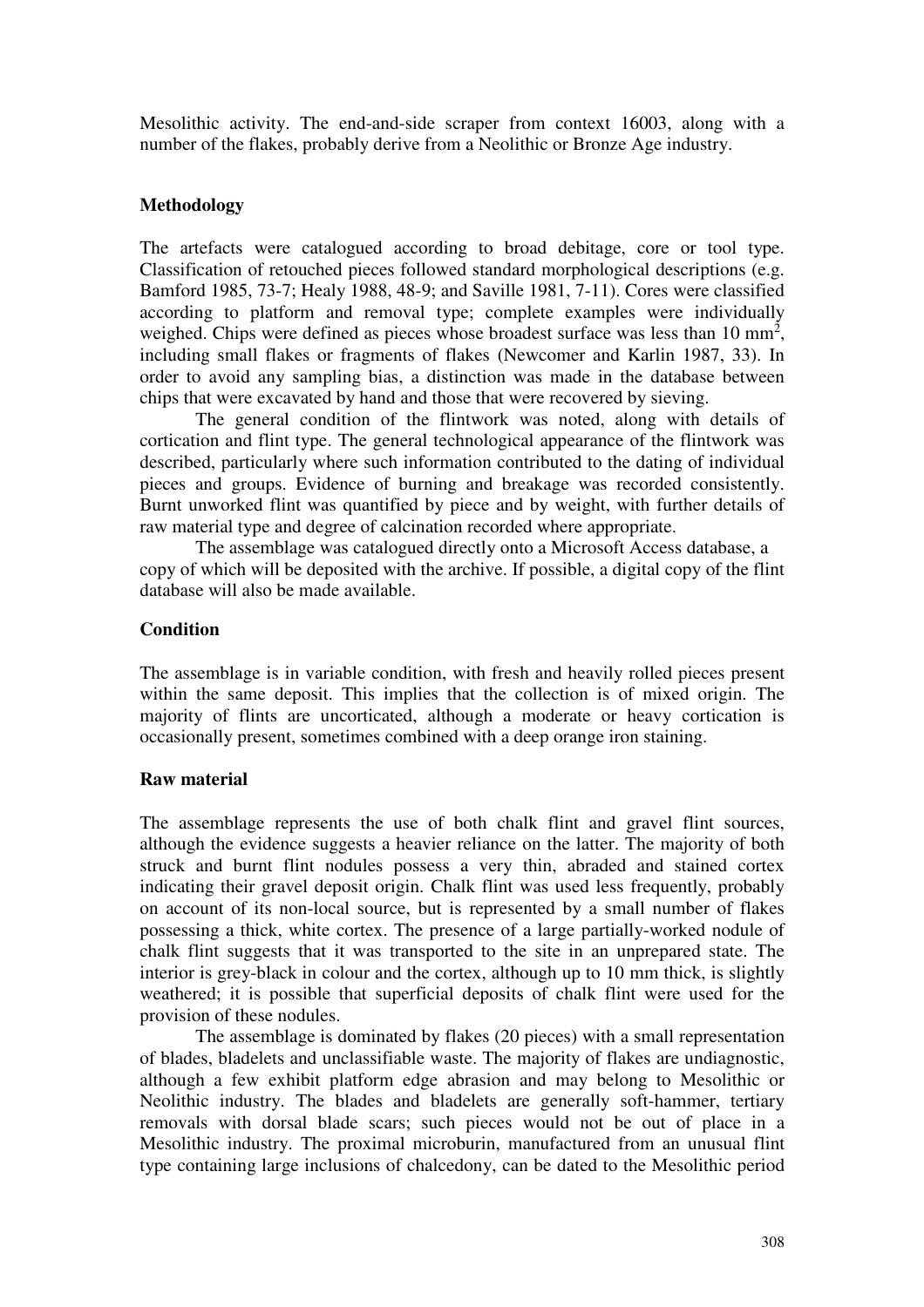Mesolithic activity. The end-and-side scraper from context 16003, along with a number of the flakes, probably derive from a Neolithic or Bronze Age industry.

## Methodology

The artefacts were catalogued according to broad debitage, core or tool type. Classification of retouched pieces followed standard morphological descriptions (e.g. Bamford 1985, 73-7; Healy 1988, 48-9; and Saville 1981, 7-11). Cores were classified according to platform and removal type; complete examples were individually weighed. Chips were defined as pieces whose broadest surface was less than 10 $mm^2$, including small flakes or fragments of flakes (Newcomer and Karlin 1987, 33). In order to avoid any sampling bias, a distinction was made in the database between chips that were excavated by hand and those that were recovered by sieving.

The general condition of the flintwork was noted, along with details of cortication and flint type. The general technological appearance of the flintwork was described, particularly where such information contributed to the dating of individual pieces and groups. Evidence of burning and breakage was recorded consistently. Burnt unworked flint was quantified by piece and by weight, with further details of raw material type and degree of calcination recorded where appropriate.

The assemblage was catalogued directly onto a Microsoft Access database, a copy of which will be deposited with the archive. If possible, a digital copy of the flint database will also be made available.

## Condition

The assemblage is in variable condition, with fresh and heavily rolled pieces present within the same deposit. This implies that the collection is of mixed origin. The majority of flints are uncorticated, although a moderate or heavy cortication is occasionally present, sometimes combined with a deep orange iron staining.

## Raw material

The assemblage represents the use of both chalk flint and gravel flint sources, although the evidence suggests a heavier reliance on the latter. The majority of both struck and burnt flint nodules possess a very thin, abraded and stained cortex indicating their gravel deposit origin. Chalk flint was used less frequently, probably on account of its non-local source, but is represented by a small number of flakes possessing a thick, white cortex. The presence of a large partially-worked nodule of chalk flint suggests that it was transported to the site in an unprepared state. The interior is grey-black in colour and the cortex, although up to 10 mm thick, is slightly weathered; it is possible that superficial deposits of chalk flint were used for the provision of these nodules.

The assemblage is dominated by flakes (20 pieces) with a small representation of blades, bladelets and unclassifiable waste. The majority of flakes are undiagnostic, although a few exhibit platform edge abrasion and may belong to Mesolithic or Neolithic industry. The blades and bladelets are generally soft-hammer, tertiary removals with dorsal blade scars; such pieces would not be out of place in a Mesolithic industry. The proximal microburin, manufactured from an unusual flint type containing large inclusions of chalcedony, can be dated to the Mesolithic period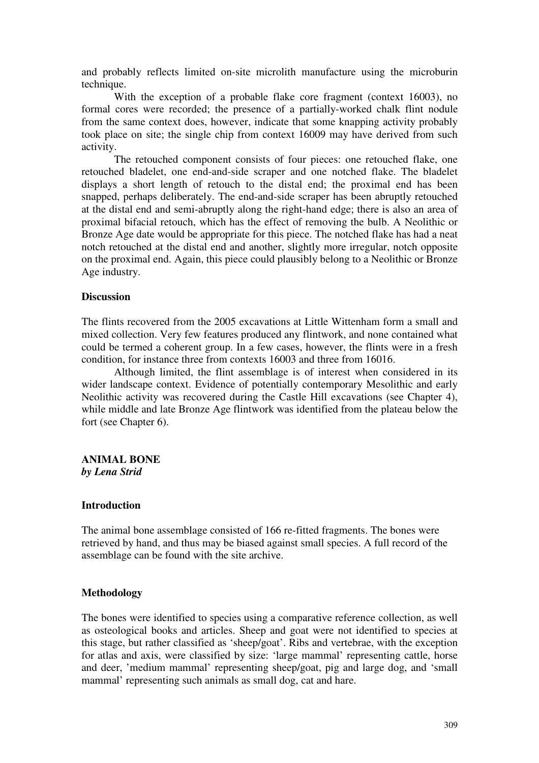and probably reflects limited on-site microlith manufacture using the microburin technique.

With the exception of a probable flake core fragment (context 16003), no formal cores were recorded; the presence of a partially-worked chalk flint nodule from the same context does, however, indicate that some knapping activity probably took place on site; the single chip from context 16009 may have derived from such activity.

The retouched component consists of four pieces: one retouched flake, one retouched bladelet, one end-and-side scraper and one notched flake. The bladelet displays a short length of retouch to the distal end; the proximal end has been snapped, perhaps deliberately. The end-and-side scraper has been abruptly retouched at the distal end and semi-abruptly along the right-hand edge; there is also an area of proximal bifacial retouch, which has the effect of removing the bulb. A Neolithic or Bronze Age date would be appropriate for this piece. The notched flake has had a neat notch retouched at the distal end and another, slightly more irregular, notch opposite on the proximal end. Again, this piece could plausibly belong to a Neolithic or Bronze Age industry.

### Discussion

The flints recovered from the 2005 excavations at Little Wittenham form a small and mixed collection. Very few features produced any flintwork, and none contained what could be termed a coherent group. In a few cases, however, the flints were in a fresh condition, for instance three from contexts 16003 and three from 16016.

Although limited, the flint assemblage is of interest when considered in its wider landscape context. Evidence of potentially contemporary Mesolithic and early Neolithic activity was recovered during the Castle Hill excavations (see Chapter 4), while middle and late Bronze Age flintwork was identified from the plateau below the fort (see Chapter 6).

## ANIMAL BONE

***by Lena Strid***

### Introduction

The animal bone assemblage consisted of 166 re-fitted fragments. The bones were retrieved by hand, and thus may be biased against small species. A full record of the assemblage can be found with the site archive.

### Methodology

The bones were identified to species using a comparative reference collection, as well as osteological books and articles. Sheep and goat were not identified to species at this stage, but rather classified as 'sheep/goat'. Ribs and vertebrae, with the exception for atlas and axis, were classified by size: 'large mammal' representing cattle, horse and deer, 'medium mammal' representing sheep/goat, pig and large dog, and 'small mammal' representing such animals as small dog, cat and hare.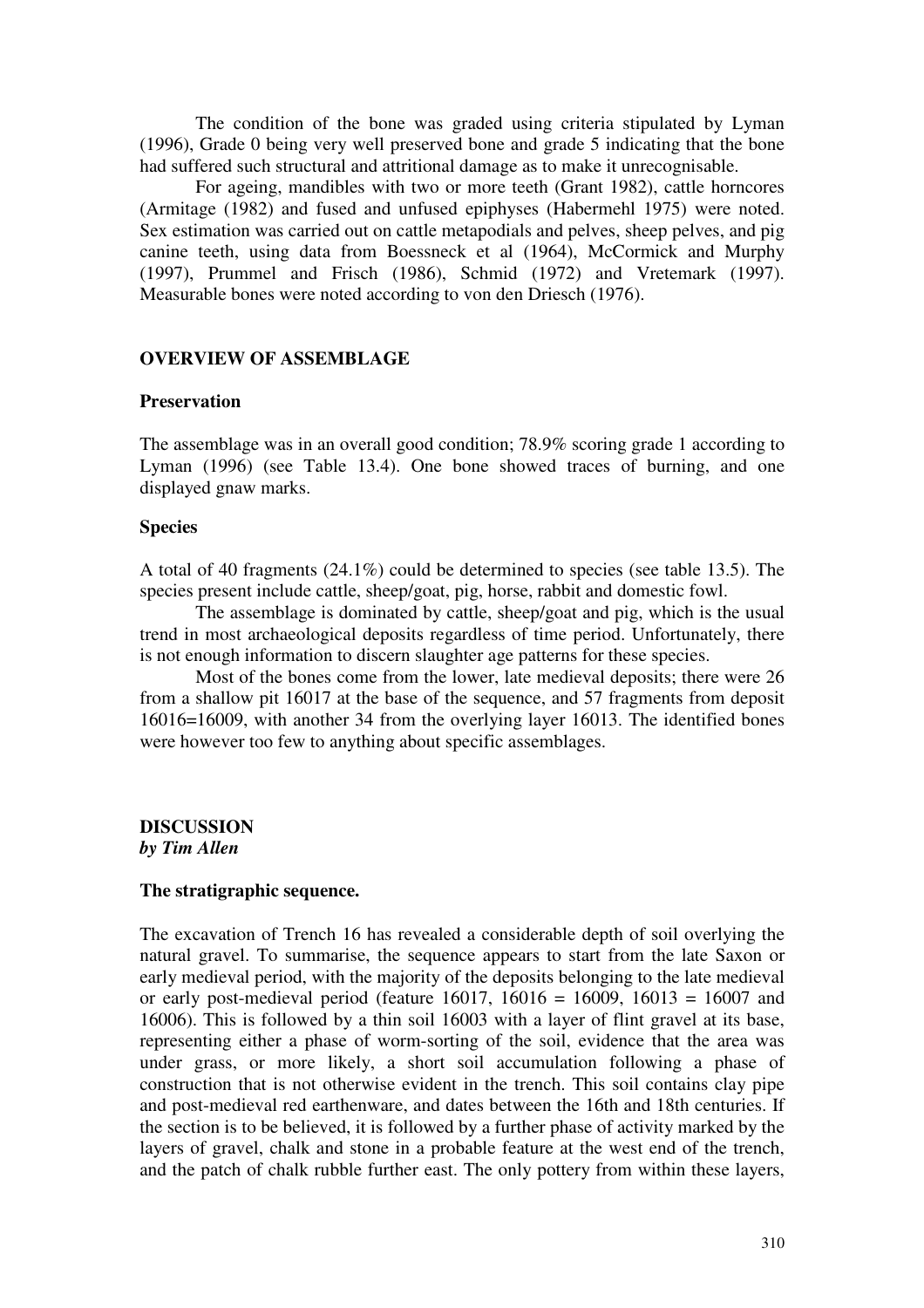The condition of the bone was graded using criteria stipulated by Lyman (1996), Grade 0 being very well preserved bone and grade 5 indicating that the bone had suffered such structural and attritional damage as to make it unrecognisable.

For ageing, mandibles with two or more teeth (Grant 1982), cattle horncores (Armitage (1982) and fused and unfused epiphyses (Habermehl 1975) were noted. Sex estimation was carried out on cattle metapodials and pelves, sheep pelves, and pig canine teeth, using data from Boessneck et al (1964), McCormick and Murphy (1997), Prummel and Frisch (1986), Schmid (1972) and Vretemark (1997). Measurable bones were noted according to von den Driesch (1976).

## OVERVIEW OF ASSEMBLAGE

### Preservation

The assemblage was in an overall good condition; 78.9% scoring grade 1 according to Lyman (1996) (see Table 13.4). One bone showed traces of burning, and one displayed gnaw marks.

### Species

A total of 40 fragments (24.1%) could be determined to species (see table 13.5). The species present include cattle, sheep/goat, pig, horse, rabbit and domestic fowl.

The assemblage is dominated by cattle, sheep/goat and pig, which is the usual trend in most archaeological deposits regardless of time period. Unfortunately, there is not enough information to discern slaughter age patterns for these species.

Most of the bones come from the lower, late medieval deposits; there were 26 from a shallow pit 16017 at the base of the sequence, and 57 fragments from deposit 16016=16009, with another 34 from the overlying layer 16013. The identified bones were however too few to anything about specific assemblages.

## DISCUSSION
*by Tim Allen*

### The stratigraphic sequence.

The excavation of Trench 16 has revealed a considerable depth of soil overlying the natural gravel. To summarise, the sequence appears to start from the late Saxon or early medieval period, with the majority of the deposits belonging to the late medieval or early post-medieval period (feature 16017, 16016 = 16009, 16013 = 16007 and 16006). This is followed by a thin soil 16003 with a layer of flint gravel at its base, representing either a phase of worm-sorting of the soil, evidence that the area was under grass, or more likely, a short soil accumulation following a phase of construction that is not otherwise evident in the trench. This soil contains clay pipe and post-medieval red earthenware, and dates between the 16th and 18th centuries. If the section is to be believed, it is followed by a further phase of activity marked by the layers of gravel, chalk and stone in a probable feature at the west end of the trench, and the patch of chalk rubble further east. The only pottery from within these layers,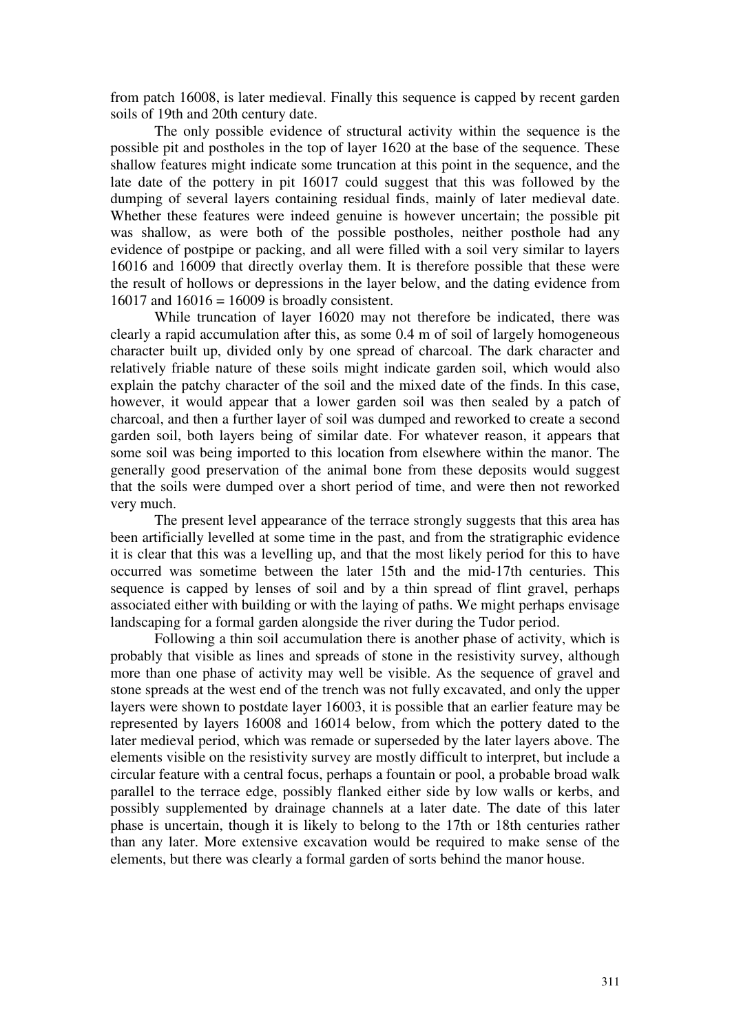from patch 16008, is later medieval. Finally this sequence is capped by recent garden soils of 19th and 20th century date.

The only possible evidence of structural activity within the sequence is the possible pit and postholes in the top of layer 1620 at the base of the sequence. These shallow features might indicate some truncation at this point in the sequence, and the late date of the pottery in pit 16017 could suggest that this was followed by the dumping of several layers containing residual finds, mainly of later medieval date. Whether these features were indeed genuine is however uncertain; the possible pit was shallow, as were both of the possible postholes, neither posthole had any evidence of postpipe or packing, and all were filled with a soil very similar to layers 16016 and 16009 that directly overlay them. It is therefore possible that these were the result of hollows or depressions in the layer below, and the dating evidence from 16017 and 16016 = 16009 is broadly consistent.

While truncation of layer 16020 may not therefore be indicated, there was clearly a rapid accumulation after this, as some 0.4 m of soil of largely homogeneous character built up, divided only by one spread of charcoal. The dark character and relatively friable nature of these soils might indicate garden soil, which would also explain the patchy character of the soil and the mixed date of the finds. In this case, however, it would appear that a lower garden soil was then sealed by a patch of charcoal, and then a further layer of soil was dumped and reworked to create a second garden soil, both layers being of similar date. For whatever reason, it appears that some soil was being imported to this location from elsewhere within the manor. The generally good preservation of the animal bone from these deposits would suggest that the soils were dumped over a short period of time, and were then not reworked very much.

The present level appearance of the terrace strongly suggests that this area has been artificially levelled at some time in the past, and from the stratigraphic evidence it is clear that this was a levelling up, and that the most likely period for this to have occurred was sometime between the later 15th and the mid-17th centuries. This sequence is capped by lenses of soil and by a thin spread of flint gravel, perhaps associated either with building or with the laying of paths. We might perhaps envisage landscaping for a formal garden alongside the river during the Tudor period.

Following a thin soil accumulation there is another phase of activity, which is probably that visible as lines and spreads of stone in the resistivity survey, although more than one phase of activity may well be visible. As the sequence of gravel and stone spreads at the west end of the trench was not fully excavated, and only the upper layers were shown to postdate layer 16003, it is possible that an earlier feature may be represented by layers 16008 and 16014 below, from which the pottery dated to the later medieval period, which was remade or superseded by the later layers above. The elements visible on the resistivity survey are mostly difficult to interpret, but include a circular feature with a central focus, perhaps a fountain or pool, a probable broad walk parallel to the terrace edge, possibly flanked either side by low walls or kerbs, and possibly supplemented by drainage channels at a later date. The date of this later phase is uncertain, though it is likely to belong to the 17th or 18th centuries rather than any later. More extensive excavation would be required to make sense of the elements, but there was clearly a formal garden of sorts behind the manor house.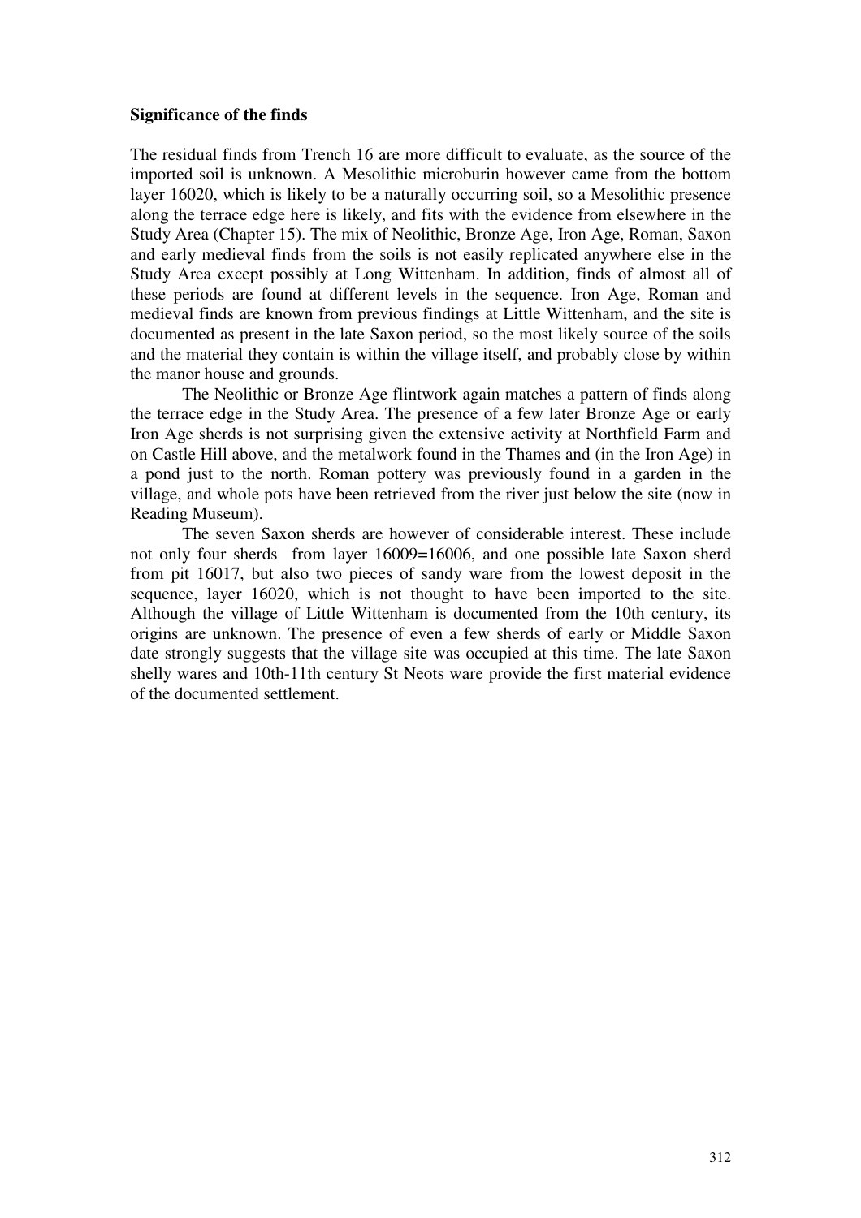**Significance of the finds**

The residual finds from Trench 16 are more difficult to evaluate, as the source of the imported soil is unknown. A Mesolithic microburin however came from the bottom layer 16020, which is likely to be a naturally occurring soil, so a Mesolithic presence along the terrace edge here is likely, and fits with the evidence from elsewhere in the Study Area (Chapter 15). The mix of Neolithic, Bronze Age, Iron Age, Roman, Saxon and early medieval finds from the soils is not easily replicated anywhere else in the Study Area except possibly at Long Wittenham. In addition, finds of almost all of these periods are found at different levels in the sequence. Iron Age, Roman and medieval finds are known from previous findings at Little Wittenham, and the site is documented as present in the late Saxon period, so the most likely source of the soils and the material they contain is within the village itself, and probably close by within the manor house and grounds.

The Neolithic or Bronze Age flintwork again matches a pattern of finds along the terrace edge in the Study Area. The presence of a few later Bronze Age or early Iron Age sherds is not surprising given the extensive activity at Northfield Farm and on Castle Hill above, and the metalwork found in the Thames and (in the Iron Age) in a pond just to the north. Roman pottery was previously found in a garden in the village, and whole pots have been retrieved from the river just below the site (now in Reading Museum).

The seven Saxon sherds are however of considerable interest. These include not only four sherds from layer 16009=16006, and one possible late Saxon sherd from pit 16017, but also two pieces of sandy ware from the lowest deposit in the sequence, layer 16020, which is not thought to have been imported to the site. Although the village of Little Wittenham is documented from the 10th century, its origins are unknown. The presence of even a few sherds of early or Middle Saxon date strongly suggests that the village site was occupied at this time. The late Saxon shelly wares and 10th-11th century St Neots ware provide the first material evidence of the documented settlement.